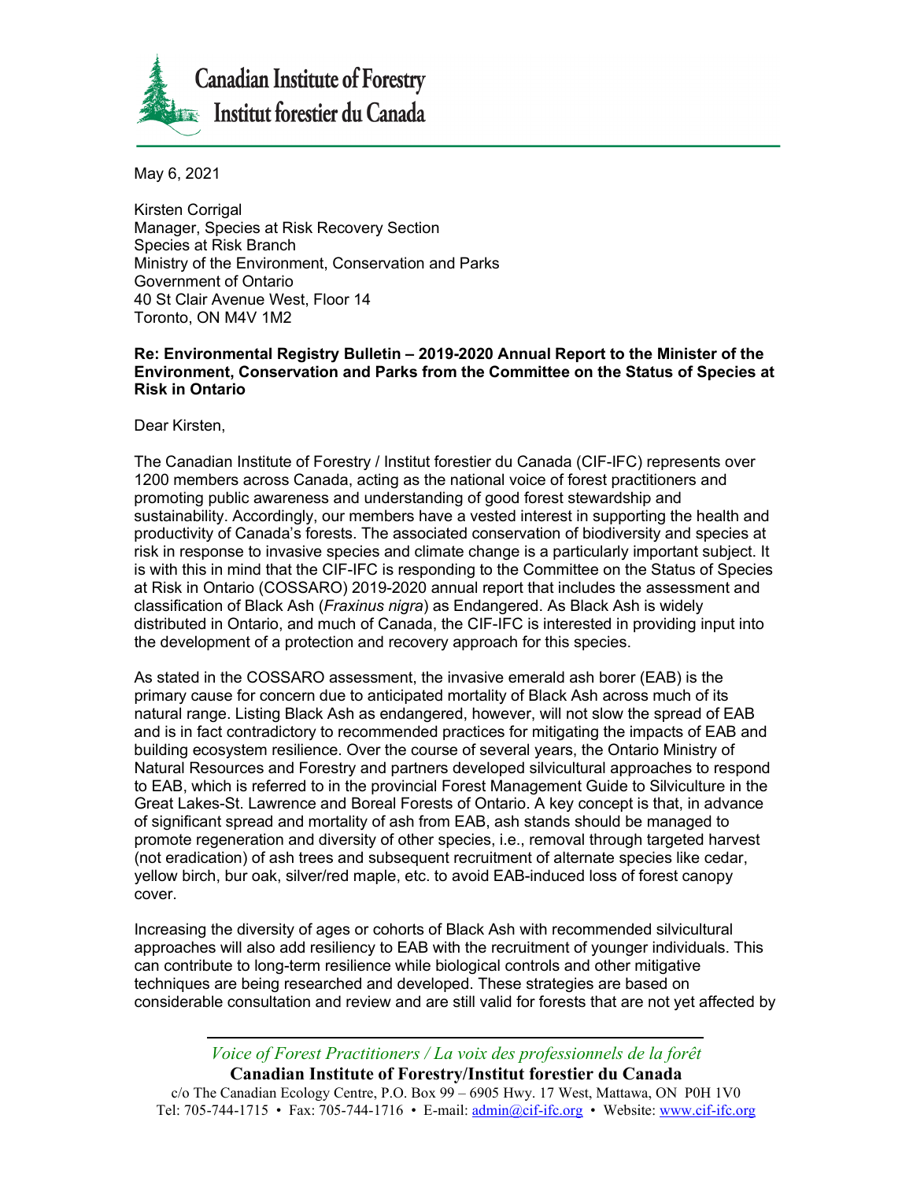**Canadian Institute of Forestry**
**Institut forestier du Canada**

May 6, 2021

Kirsten Corrigal
Manager, Species at Risk Recovery Section
Species at Risk Branch
Ministry of the Environment, Conservation and Parks
Government of Ontario
40 St Clair Avenue West, Floor 14
Toronto, ON M4V 1M2

**Re: Environmental Registry Bulletin – 2019-2020 Annual Report to the Minister of the Environment, Conservation and Parks from the Committee on the Status of Species at Risk in Ontario**

Dear Kirsten,

The Canadian Institute of Forestry / Institut forestier du Canada (CIF-IFC) represents over 1200 members across Canada, acting as the national voice of forest practitioners and promoting public awareness and understanding of good forest stewardship and sustainability. Accordingly, our members have a vested interest in supporting the health and productivity of Canada's forests. The associated conservation of biodiversity and species at risk in response to invasive species and climate change is a particularly important subject. It is with this in mind that the CIF-IFC is responding to the Committee on the Status of Species at Risk in Ontario (COSSARO) 2019-2020 annual report that includes the assessment and classification of Black Ash (*Fraxinus nigra*) as Endangered. As Black Ash is widely distributed in Ontario, and much of Canada, the CIF-IFC is interested in providing input into the development of a protection and recovery approach for this species.

As stated in the COSSARO assessment, the invasive emerald ash borer (EAB) is the primary cause for concern due to anticipated mortality of Black Ash across much of its natural range. Listing Black Ash as endangered, however, will not slow the spread of EAB and is in fact contradictory to recommended practices for mitigating the impacts of EAB and building ecosystem resilience. Over the course of several years, the Ontario Ministry of Natural Resources and Forestry and partners developed silvicultural approaches to respond to EAB, which is referred to in the provincial Forest Management Guide to Silviculture in the Great Lakes-St. Lawrence and Boreal Forests of Ontario. A key concept is that, in advance of significant spread and mortality of ash from EAB, ash stands should be managed to promote regeneration and diversity of other species, i.e., removal through targeted harvest (not eradication) of ash trees and subsequent recruitment of alternate species like cedar, yellow birch, bur oak, silver/red maple, etc. to avoid EAB-induced loss of forest canopy cover.

Increasing the diversity of ages or cohorts of Black Ash with recommended silvicultural approaches will also add resiliency to EAB with the recruitment of younger individuals. This can contribute to long-term resilience while biological controls and other mitigative techniques are being researched and developed. These strategies are based on considerable consultation and review and are still valid for forests that are not yet affected by

*Voice of Forest Practitioners / La voix des professionnels de la forêt*
**Canadian Institute of Forestry/Institut forestier du Canada**
c/o The Canadian Ecology Centre, P.O. Box 99 – 6905 Hwy. 17 West, Mattawa, ON P0H 1V0
Tel: 705-744-1715 • Fax: 705-744-1716 • E-mail: admin@cif-ifc.org • Website: www.cif-ifc.org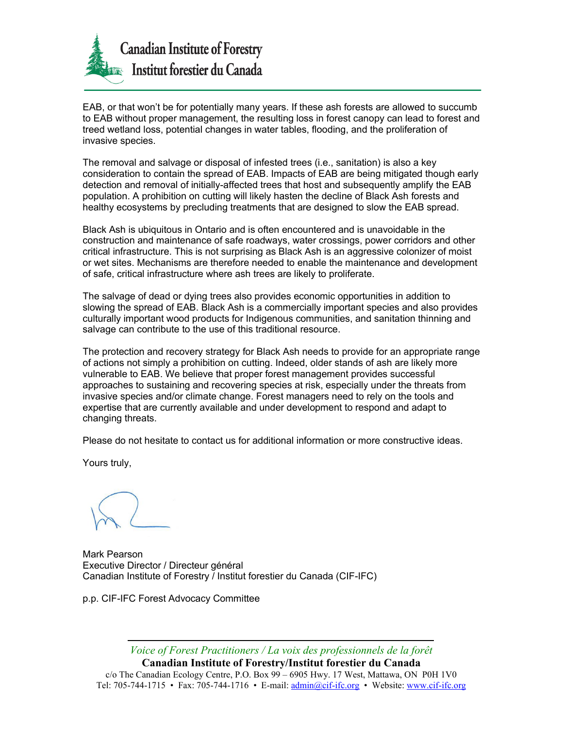EAB, or that won't be for potentially many years. If these ash forests are allowed to succumb to EAB without proper management, the resulting loss in forest canopy can lead to forest and treed wetland loss, potential changes in water tables, flooding, and the proliferation of invasive species.

The removal and salvage or disposal of infested trees (i.e., sanitation) is also a key consideration to contain the spread of EAB. Impacts of EAB are being mitigated though early detection and removal of initially-affected trees that host and subsequently amplify the EAB population. A prohibition on cutting will likely hasten the decline of Black Ash forests and healthy ecosystems by precluding treatments that are designed to slow the EAB spread.

Black Ash is ubiquitous in Ontario and is often encountered and is unavoidable in the construction and maintenance of safe roadways, water crossings, power corridors and other critical infrastructure. This is not surprising as Black Ash is an aggressive colonizer of moist or wet sites. Mechanisms are therefore needed to enable the maintenance and development of safe, critical infrastructure where ash trees are likely to proliferate.

The salvage of dead or dying trees also provides economic opportunities in addition to slowing the spread of EAB. Black Ash is a commercially important species and also provides culturally important wood products for Indigenous communities, and sanitation thinning and salvage can contribute to the use of this traditional resource.

The protection and recovery strategy for Black Ash needs to provide for an appropriate range of actions not simply a prohibition on cutting. Indeed, older stands of ash are likely more vulnerable to EAB. We believe that proper forest management provides successful approaches to sustaining and recovering species at risk, especially under the threats from invasive species and/or climate change. Forest managers need to rely on the tools and expertise that are currently available and under development to respond and adapt to changing threats.

Please do not hesitate to contact us for additional information or more constructive ideas.

Yours truly,

Mark Pearson
Executive Director / Directeur général
Canadian Institute of Forestry / Institut forestier du Canada (CIF-IFC)

p.p. CIF-IFC Forest Advocacy Committee

*Voice of Forest Practitioners / La voix des professionnels de la forêt*
**Canadian Institute of Forestry/Institut forestier du Canada**
c/o The Canadian Ecology Centre, P.O. Box 99 – 6905 Hwy. 17 West, Mattawa, ON P0H 1V0
Tel: 705-744-1715 • Fax: 705-744-1716 • E-mail: admin@cif-ifc.org • Website: www.cif-ifc.org